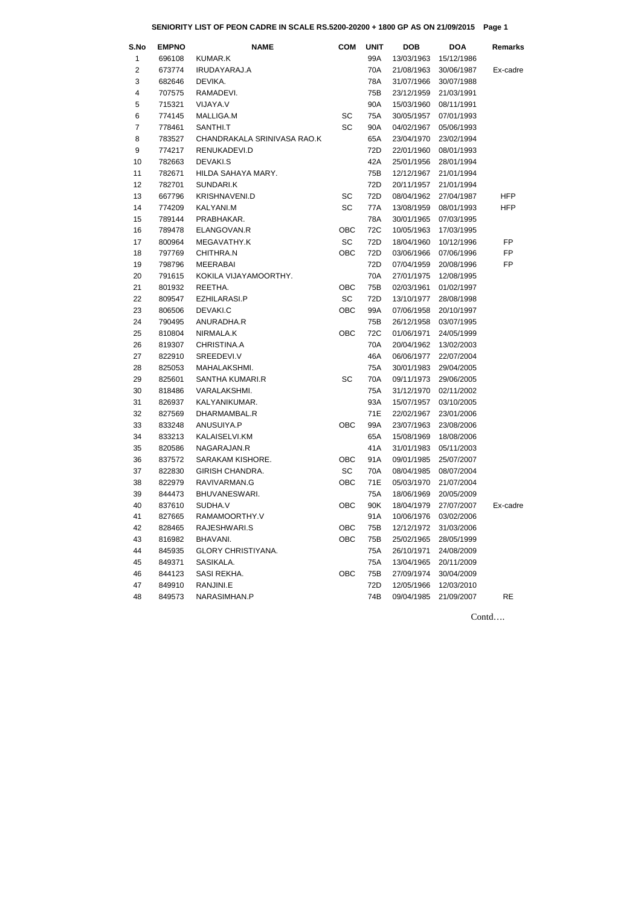**SENIORITY LIST OF PEON CADRE IN SCALE RS.5200-20200 + 1800 GP AS ON 21/09/2015**

| S.No | EMPNO | NAME | COM | UNIT | DOB | DOA | Remarks |
|---|---|---|---|---|---|---|---|
| 1 | 696108 | KUMAR.K | | 99A | 13/03/1963 | 15/12/1986 | |
| 2 | 673774 | IRUDAYARAJ.A | | 70A | 21/08/1963 | 30/06/1987 | Ex-cadre |
| 3 | 682646 | DEVIKA. | | 78A | 31/07/1966 | 30/07/1988 | |
| 4 | 707575 | RAMADEVI. | | 75B | 23/12/1959 | 21/03/1991 | |
| 5 | 715321 | VIJAYA.V | | 90A | 15/03/1960 | 08/11/1991 | |
| 6 | 774145 | MALLIGA.M | SC | 75A | 30/05/1957 | 07/01/1993 | |
| 7 | 778461 | SANTHI.T | SC | 90A | 04/02/1967 | 05/06/1993 | |
| 8 | 783527 | CHANDRAKALA SRINIVASA RAO.K | | 65A | 23/04/1970 | 23/02/1994 | |
| 9 | 774217 | RENUKADEVI.D | | 72D | 22/01/1960 | 08/01/1993 | |
| 10 | 782663 | DEVAKI.S | | 42A | 25/01/1956 | 28/01/1994 | |
| 11 | 782671 | HILDA SAHAYA MARY. | | 75B | 12/12/1967 | 21/01/1994 | |
| 12 | 782701 | SUNDARI.K | | 72D | 20/11/1957 | 21/01/1994 | |
| 13 | 667796 | KRISHNAVENI.D | SC | 72D | 08/04/1962 | 27/04/1987 | HFP |
| 14 | 774209 | KALYANI.M | SC | 77A | 13/08/1959 | 08/01/1993 | HFP |
| 15 | 789144 | PRABHAKAR. | | 78A | 30/01/1965 | 07/03/1995 | |
| 16 | 789478 | ELANGOVAN.R | OBC | 72C | 10/05/1963 | 17/03/1995 | |
| 17 | 800964 | MEGAVATHY.K | SC | 72D | 18/04/1960 | 10/12/1996 | FP |
| 18 | 797769 | CHITHRA.N | OBC | 72D | 03/06/1966 | 07/06/1996 | FP |
| 19 | 798796 | MEERABAI | | 72D | 07/04/1959 | 20/08/1996 | FP |
| 20 | 791615 | KOKILA VIJAYAMOORTHY. | | 70A | 27/01/1975 | 12/08/1995 | |
| 21 | 801932 | REETHA. | OBC | 75B | 02/03/1961 | 01/02/1997 | |
| 22 | 809547 | EZHILARASI.P | SC | 72D | 13/10/1977 | 28/08/1998 | |
| 23 | 806506 | DEVAKI.C | OBC | 99A | 07/06/1958 | 20/10/1997 | |
| 24 | 790495 | ANURADHA.R | | 75B | 26/12/1958 | 03/07/1995 | |
| 25 | 810804 | NIRMALA.K | OBC | 72C | 01/06/1971 | 24/05/1999 | |
| 26 | 819307 | CHRISTINA.A | | 70A | 20/04/1962 | 13/02/2003 | |
| 27 | 822910 | SREEDEVI.V | | 46A | 06/06/1977 | 22/07/2004 | |
| 28 | 825053 | MAHALAKSHMI. | | 75A | 30/01/1983 | 29/04/2005 | |
| 29 | 825601 | SANTHA KUMARI.R | SC | 70A | 09/11/1973 | 29/06/2005 | |
| 30 | 818486 | VARALAKSHMI. | | 75A | 31/12/1970 | 02/11/2002 | |
| 31 | 826937 | KALYANIKUMAR. | | 93A | 15/07/1957 | 03/10/2005 | |
| 32 | 827569 | DHARMAMBAL.R | | 71E | 22/02/1967 | 23/01/2006 | |
| 33 | 833248 | ANUSUIYA.P | OBC | 99A | 23/07/1963 | 23/08/2006 | |
| 34 | 833213 | KALAISELVI.KM | | 65A | 15/08/1969 | 18/08/2006 | |
| 35 | 820586 | NAGARAJAN.R | | 41A | 31/01/1983 | 05/11/2003 | |
| 36 | 837572 | SARAKAM KISHORE. | OBC | 91A | 09/01/1985 | 25/07/2007 | |
| 37 | 822830 | GIRISH CHANDRA. | SC | 70A | 08/04/1985 | 08/07/2004 | |
| 38 | 822979 | RAVIVARMAN.G | OBC | 71E | 05/03/1970 | 21/07/2004 | |
| 39 | 844473 | BHUVANESWARI. | | 75A | 18/06/1969 | 20/05/2009 | |
| 40 | 837610 | SUDHA.V | OBC | 90K | 18/04/1979 | 27/07/2007 | Ex-cadre |
| 41 | 827665 | RAMAMOORTHY.V | | 91A | 10/06/1976 | 03/02/2006 | |
| 42 | 828465 | RAJESHWARI.S | OBC | 75B | 12/12/1972 | 31/03/2006 | |
| 43 | 816982 | BHAVANI. | OBC | 75B | 25/02/1965 | 28/05/1999 | |
| 44 | 845935 | GLORY CHRISTIYANA. | | 75A | 26/10/1971 | 24/08/2009 | |
| 45 | 849371 | SASIKALA. | | 75A | 13/04/1965 | 20/11/2009 | |
| 46 | 844123 | SASI REKHA. | OBC | 75B | 27/09/1974 | 30/04/2009 | |
| 47 | 849910 | RANJINI.E | | 72D | 12/05/1966 | 12/03/2010 | |
| 48 | 849573 | NARASIMHAN.P | | 74B | 09/04/1985 | 21/09/2007 | RE |

Contd….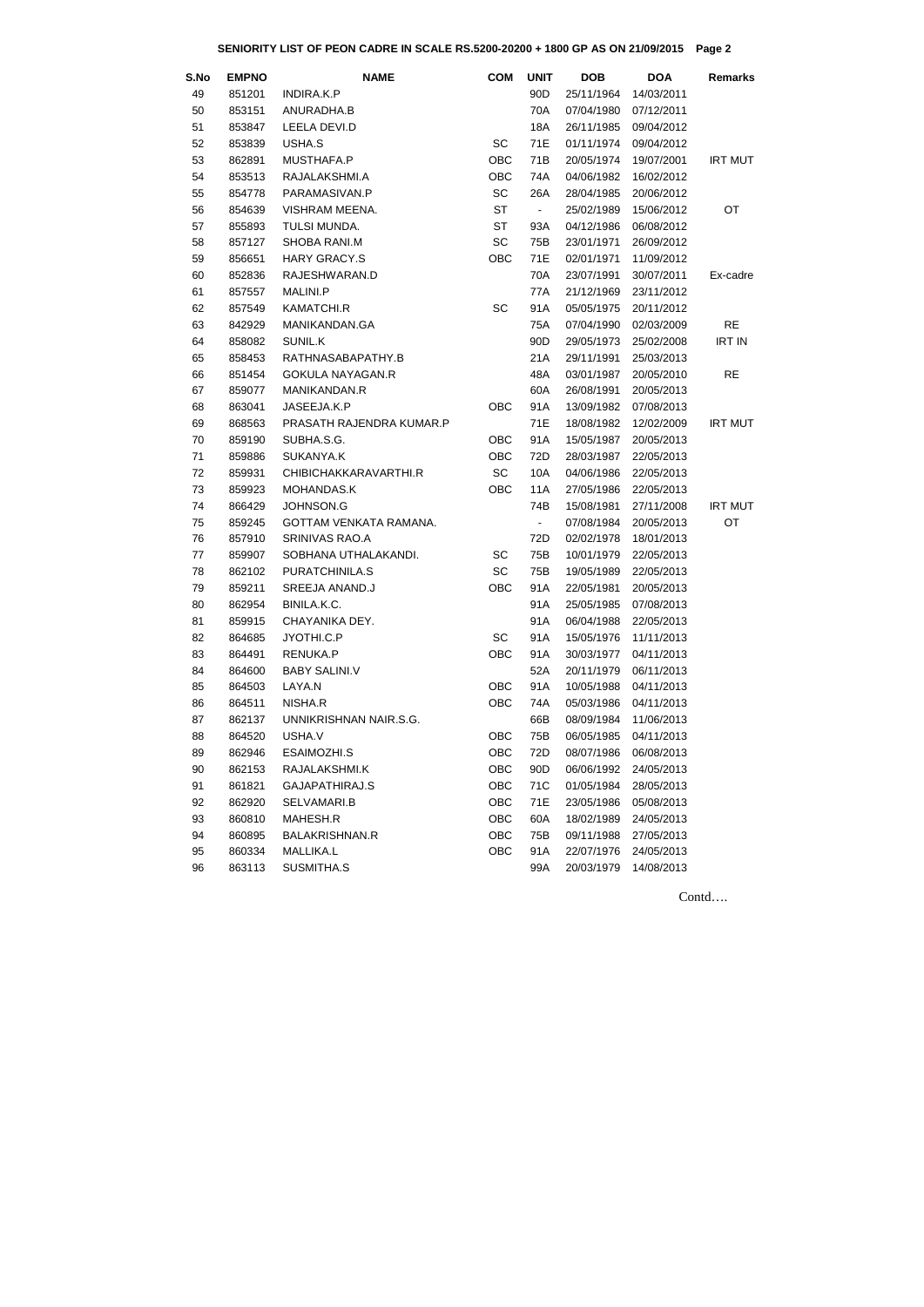**SENIORITY LIST OF PEON CADRE IN SCALE RS.5200-20200 + 1800 GP AS ON 21/09/2015 Page 2**

| S.No | EMPNO | NAME | COM | UNIT | DOB | DOA | Remarks |
|---|---|---|---|---|---|---|---|
| 49 | 851201 | INDIRA.K.P | | 90D | 25/11/1964 | 14/03/2011 | |
| 50 | 853151 | ANURADHA.B | | 70A | 07/04/1980 | 07/12/2011 | |
| 51 | 853847 | LEELA DEVI.D | | 18A | 26/11/1985 | 09/04/2012 | |
| 52 | 853839 | USHA.S | SC | 71E | 01/11/1974 | 09/04/2012 | |
| 53 | 862891 | MUSTHAFA.P | OBC | 71B | 20/05/1974 | 19/07/2001 | IRT MUT |
| 54 | 853513 | RAJALAKSHMI.A | OBC | 74A | 04/06/1982 | 16/02/2012 | |
| 55 | 854778 | PARAMASIVAN.P | SC | 26A | 28/04/1985 | 20/06/2012 | |
| 56 | 854639 | VISHRAM MEENA. | ST | - | 25/02/1989 | 15/06/2012 | OT |
| 57 | 855893 | TULSI MUNDA. | ST | 93A | 04/12/1986 | 06/08/2012 | |
| 58 | 857127 | SHOBA RANI.M | SC | 75B | 23/01/1971 | 26/09/2012 | |
| 59 | 856651 | HARY GRACY.S | OBC | 71E | 02/01/1971 | 11/09/2012 | |
| 60 | 852836 | RAJESHWARAN.D | | 70A | 23/07/1991 | 30/07/2011 | Ex-cadre |
| 61 | 857557 | MALINI.P | | 77A | 21/12/1969 | 23/11/2012 | |
| 62 | 857549 | KAMATCHI.R | SC | 91A | 05/05/1975 | 20/11/2012 | |
| 63 | 842929 | MANIKANDAN.GA | | 75A | 07/04/1990 | 02/03/2009 | RE |
| 64 | 858082 | SUNIL.K | | 90D | 29/05/1973 | 25/02/2008 | IRT IN |
| 65 | 858453 | RATHNASABAPATHY.B | | 21A | 29/11/1991 | 25/03/2013 | |
| 66 | 851454 | GOKULA NAYAGAN.R | | 48A | 03/01/1987 | 20/05/2010 | RE |
| 67 | 859077 | MANIKANDAN.R | | 60A | 26/08/1991 | 20/05/2013 | |
| 68 | 863041 | JASEEJA.K.P | OBC | 91A | 13/09/1982 | 07/08/2013 | |
| 69 | 868563 | PRASATH RAJENDRA KUMAR.P | | 71E | 18/08/1982 | 12/02/2009 | IRT MUT |
| 70 | 859190 | SUBHA.S.G. | OBC | 91A | 15/05/1987 | 20/05/2013 | |
| 71 | 859886 | SUKANYA.K | OBC | 72D | 28/03/1987 | 22/05/2013 | |
| 72 | 859931 | CHIBICHAKKARAVARTHI.R | SC | 10A | 04/06/1986 | 22/05/2013 | |
| 73 | 859923 | MOHANDAS.K | OBC | 11A | 27/05/1986 | 22/05/2013 | |
| 74 | 866429 | JOHNSON.G | | 74B | 15/08/1981 | 27/11/2008 | IRT MUT |
| 75 | 859245 | GOTTAM VENKATA RAMANA. | | - | 07/08/1984 | 20/05/2013 | OT |
| 76 | 857910 | SRINIVAS RAO.A | | 72D | 02/02/1978 | 18/01/2013 | |
| 77 | 859907 | SOBHANA UTHALAKANDI. | SC | 75B | 10/01/1979 | 22/05/2013 | |
| 78 | 862102 | PURATCHINILA.S | SC | 75B | 19/05/1989 | 22/05/2013 | |
| 79 | 859211 | SREEJA ANAND.J | OBC | 91A | 22/05/1981 | 20/05/2013 | |
| 80 | 862954 | BINILA.K.C. | | 91A | 25/05/1985 | 07/08/2013 | |
| 81 | 859915 | CHAYANIKA DEY. | | 91A | 06/04/1988 | 22/05/2013 | |
| 82 | 864685 | JYOTHI.C.P | SC | 91A | 15/05/1976 | 11/11/2013 | |
| 83 | 864491 | RENUKA.P | OBC | 91A | 30/03/1977 | 04/11/2013 | |
| 84 | 864600 | BABY SALINI.V | | 52A | 20/11/1979 | 06/11/2013 | |
| 85 | 864503 | LAYA.N | OBC | 91A | 10/05/1988 | 04/11/2013 | |
| 86 | 864511 | NISHA.R | OBC | 74A | 05/03/1986 | 04/11/2013 | |
| 87 | 862137 | UNNIKRISHNAN NAIR.S.G. | | 66B | 08/09/1984 | 11/06/2013 | |
| 88 | 864520 | USHA.V | OBC | 75B | 06/05/1985 | 04/11/2013 | |
| 89 | 862946 | ESAIMOZHI.S | OBC | 72D | 08/07/1986 | 06/08/2013 | |
| 90 | 862153 | RAJALAKSHMI.K | OBC | 90D | 06/06/1992 | 24/05/2013 | |
| 91 | 861821 | GAJAPATHIRAJ.S | OBC | 71C | 01/05/1984 | 28/05/2013 | |
| 92 | 862920 | SELVAMARI.B | OBC | 71E | 23/05/1986 | 05/08/2013 | |
| 93 | 860810 | MAHESH.R | OBC | 60A | 18/02/1989 | 24/05/2013 | |
| 94 | 860895 | BALAKRISHNAN.R | OBC | 75B | 09/11/1988 | 27/05/2013 | |
| 95 | 860334 | MALLIKA.L | OBC | 91A | 22/07/1976 | 24/05/2013 | |
| 96 | 863113 | SUSMITHA.S | | 99A | 20/03/1979 | 14/08/2013 | |

Contd….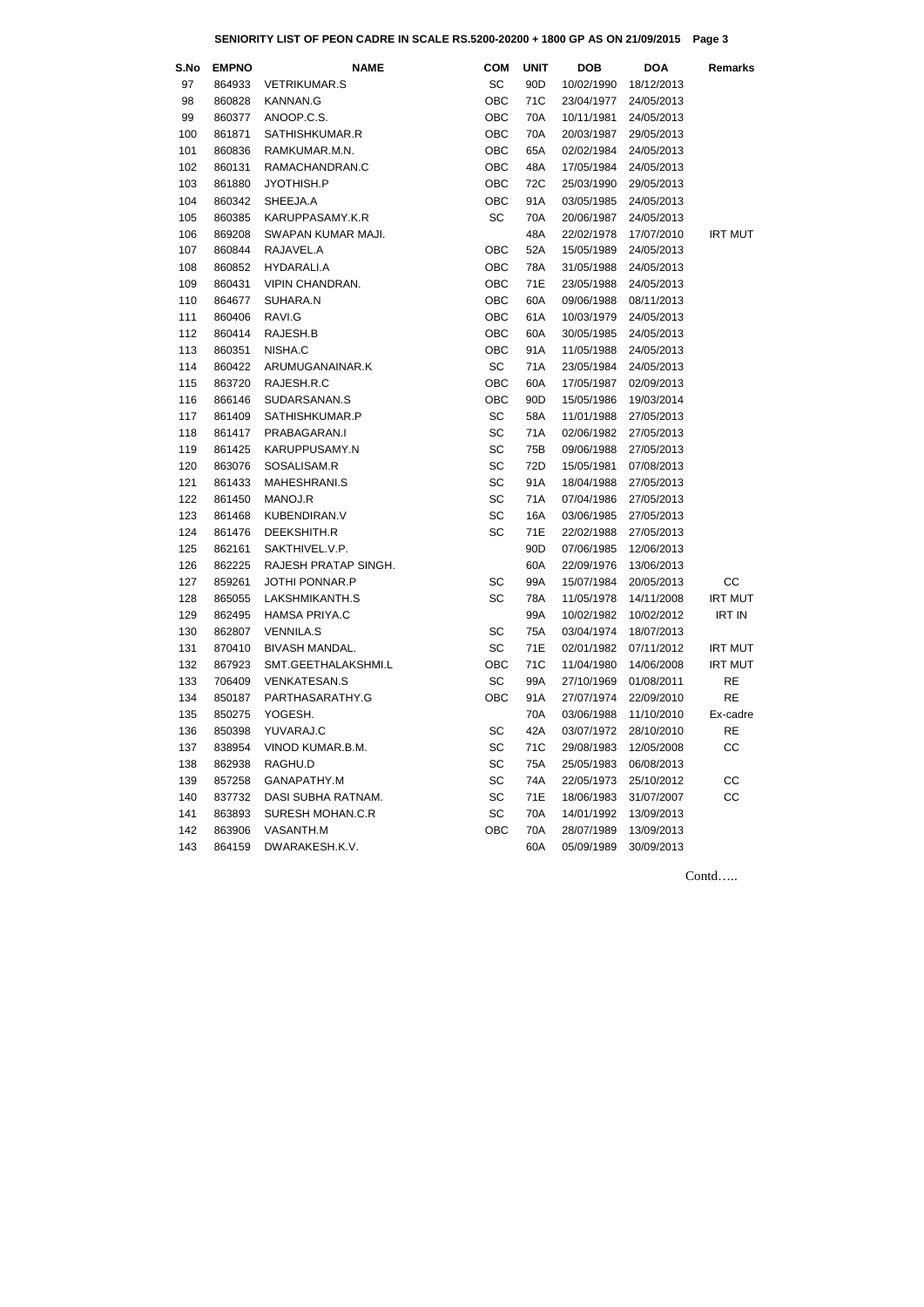**SENIORITY LIST OF PEON CADRE IN SCALE RS.5200-20200 + 1800 GP AS ON 21/09/2015**

| S.No | EMPNO | NAME | COM | UNIT | DOB | DOA | Remarks |
|---|---|---|---|---|---|---|---|
| 97 | 864933 | VETRIKUMAR.S | SC | 90D | 10/02/1990 | 18/12/2013 | |
| 98 | 860828 | KANNAN.G | OBC | 71C | 23/04/1977 | 24/05/2013 | |
| 99 | 860377 | ANOOP.C.S. | OBC | 70A | 10/11/1981 | 24/05/2013 | |
| 100 | 861871 | SATHISHKUMAR.R | OBC | 70A | 20/03/1987 | 29/05/2013 | |
| 101 | 860836 | RAMKUMAR.M.N. | OBC | 65A | 02/02/1984 | 24/05/2013 | |
| 102 | 860131 | RAMACHANDRAN.C | OBC | 48A | 17/05/1984 | 24/05/2013 | |
| 103 | 861880 | JYOTHISH.P | OBC | 72C | 25/03/1990 | 29/05/2013 | |
| 104 | 860342 | SHEEJA.A | OBC | 91A | 03/05/1985 | 24/05/2013 | |
| 105 | 860385 | KARUPPASAMY.K.R | SC | 70A | 20/06/1987 | 24/05/2013 | |
| 106 | 869208 | SWAPAN KUMAR MAJI. | | 48A | 22/02/1978 | 17/07/2010 | IRT MUT |
| 107 | 860844 | RAJAVEL.A | OBC | 52A | 15/05/1989 | 24/05/2013 | |
| 108 | 860852 | HYDARALI.A | OBC | 78A | 31/05/1988 | 24/05/2013 | |
| 109 | 860431 | VIPIN CHANDRAN. | OBC | 71E | 23/05/1988 | 24/05/2013 | |
| 110 | 864677 | SUHARA.N | OBC | 60A | 09/06/1988 | 08/11/2013 | |
| 111 | 860406 | RAVI.G | OBC | 61A | 10/03/1979 | 24/05/2013 | |
| 112 | 860414 | RAJESH.B | OBC | 60A | 30/05/1985 | 24/05/2013 | |
| 113 | 860351 | NISHA.C | OBC | 91A | 11/05/1988 | 24/05/2013 | |
| 114 | 860422 | ARUMUGANAINAR.K | SC | 71A | 23/05/1984 | 24/05/2013 | |
| 115 | 863720 | RAJESH.R.C | OBC | 60A | 17/05/1987 | 02/09/2013 | |
| 116 | 866146 | SUDARSANAN.S | OBC | 90D | 15/05/1986 | 19/03/2014 | |
| 117 | 861409 | SATHISHKUMAR.P | SC | 58A | 11/01/1988 | 27/05/2013 | |
| 118 | 861417 | PRABAGARAN.I | SC | 71A | 02/06/1982 | 27/05/2013 | |
| 119 | 861425 | KARUPPUSAMY.N | SC | 75B | 09/06/1988 | 27/05/2013 | |
| 120 | 863076 | SOSALISAM.R | SC | 72D | 15/05/1981 | 07/08/2013 | |
| 121 | 861433 | MAHESHRANI.S | SC | 91A | 18/04/1988 | 27/05/2013 | |
| 122 | 861450 | MANOJ.R | SC | 71A | 07/04/1986 | 27/05/2013 | |
| 123 | 861468 | KUBENDIRAN.V | SC | 16A | 03/06/1985 | 27/05/2013 | |
| 124 | 861476 | DEEKSHITH.R | SC | 71E | 22/02/1988 | 27/05/2013 | |
| 125 | 862161 | SAKTHIVEL.V.P. | | 90D | 07/06/1985 | 12/06/2013 | |
| 126 | 862225 | RAJESH PRATAP SINGH. | | 60A | 22/09/1976 | 13/06/2013 | |
| 127 | 859261 | JOTHI PONNAR.P | SC | 99A | 15/07/1984 | 20/05/2013 | CC |
| 128 | 865055 | LAKSHMIKANTH.S | SC | 78A | 11/05/1978 | 14/11/2008 | IRT MUT |
| 129 | 862495 | HAMSA PRIYA.C | | 99A | 10/02/1982 | 10/02/2012 | IRT IN |
| 130 | 862807 | VENNILA.S | SC | 75A | 03/04/1974 | 18/07/2013 | |
| 131 | 870410 | BIVASH MANDAL. | SC | 71E | 02/01/1982 | 07/11/2012 | IRT MUT |
| 132 | 867923 | SMT.GEETHALAKSHMI.L | OBC | 71C | 11/04/1980 | 14/06/2008 | IRT MUT |
| 133 | 706409 | VENKATESAN.S | SC | 99A | 27/10/1969 | 01/08/2011 | RE |
| 134 | 850187 | PARTHASARATHY.G | OBC | 91A | 27/07/1974 | 22/09/2010 | RE |
| 135 | 850275 | YOGESH. | | 70A | 03/06/1988 | 11/10/2010 | Ex-cadre |
| 136 | 850398 | YUVARAJ.C | SC | 42A | 03/07/1972 | 28/10/2010 | RE |
| 137 | 838954 | VINOD KUMAR.B.M. | SC | 71C | 29/08/1983 | 12/05/2008 | CC |
| 138 | 862938 | RAGHU.D | SC | 75A | 25/05/1983 | 06/08/2013 | |
| 139 | 857258 | GANAPATHY.M | SC | 74A | 22/05/1973 | 25/10/2012 | CC |
| 140 | 837732 | DASI SUBHA RATNAM. | SC | 71E | 18/06/1983 | 31/07/2007 | CC |
| 141 | 863893 | SURESH MOHAN.C.R | SC | 70A | 14/01/1992 | 13/09/2013 | |
| 142 | 863906 | VASANTH.M | OBC | 70A | 28/07/1989 | 13/09/2013 | |
| 143 | 864159 | DWARAKESH.K.V. | | 60A | 05/09/1989 | 30/09/2013 | |

Contd…..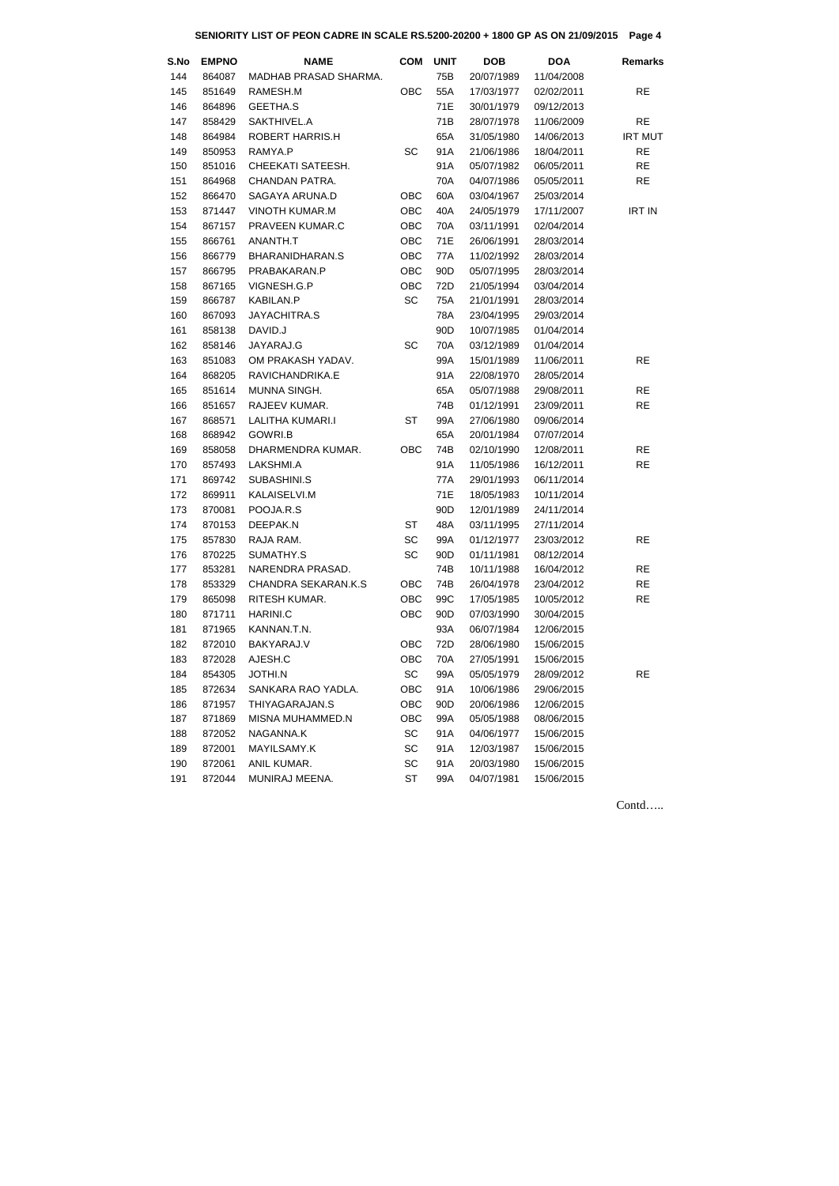**SENIORITY LIST OF PEON CADRE IN SCALE RS.5200-20200 + 1800 GP AS ON 21/09/2015 Page 4**

| S.No | EMPNO | NAME | COM | UNIT | DOB | DOA | Remarks |
|---|---|---|---|---|---|---|---|
| 144 | 864087 | MADHAB PRASAD SHARMA. | | 75B | 20/07/1989 | 11/04/2008 | |
| 145 | 851649 | RAMESH.M | OBC | 55A | 17/03/1977 | 02/02/2011 | RE |
| 146 | 864896 | GEETHA.S | | 71E | 30/01/1979 | 09/12/2013 | |
| 147 | 858429 | SAKTHIVEL.A | | 71B | 28/07/1978 | 11/06/2009 | RE |
| 148 | 864984 | ROBERT HARRIS.H | | 65A | 31/05/1980 | 14/06/2013 | IRT MUT |
| 149 | 850953 | RAMYA.P | SC | 91A | 21/06/1986 | 18/04/2011 | RE |
| 150 | 851016 | CHEEKATI SATEESH. | | 91A | 05/07/1982 | 06/05/2011 | RE |
| 151 | 864968 | CHANDAN PATRA. | | 70A | 04/07/1986 | 05/05/2011 | RE |
| 152 | 866470 | SAGAYA ARUNA.D | OBC | 60A | 03/04/1967 | 25/03/2014 | |
| 153 | 871447 | VINOTH KUMAR.M | OBC | 40A | 24/05/1979 | 17/11/2007 | IRT IN |
| 154 | 867157 | PRAVEEN KUMAR.C | OBC | 70A | 03/11/1991 | 02/04/2014 | |
| 155 | 866761 | ANANTH.T | OBC | 71E | 26/06/1991 | 28/03/2014 | |
| 156 | 866779 | BHARANIDHARAN.S | OBC | 77A | 11/02/1992 | 28/03/2014 | |
| 157 | 866795 | PRABAKARAN.P | OBC | 90D | 05/07/1995 | 28/03/2014 | |
| 158 | 867165 | VIGNESH.G.P | OBC | 72D | 21/05/1994 | 03/04/2014 | |
| 159 | 866787 | KABILAN.P | SC | 75A | 21/01/1991 | 28/03/2014 | |
| 160 | 867093 | JAYACHITRA.S | | 78A | 23/04/1995 | 29/03/2014 | |
| 161 | 858138 | DAVID.J | | 90D | 10/07/1985 | 01/04/2014 | |
| 162 | 858146 | JAYARAJ.G | SC | 70A | 03/12/1989 | 01/04/2014 | |
| 163 | 851083 | OM PRAKASH YADAV. | | 99A | 15/01/1989 | 11/06/2011 | RE |
| 164 | 868205 | RAVICHANDRIKA.E | | 91A | 22/08/1970 | 28/05/2014 | |
| 165 | 851614 | MUNNA SINGH. | | 65A | 05/07/1988 | 29/08/2011 | RE |
| 166 | 851657 | RAJEEV KUMAR. | | 74B | 01/12/1991 | 23/09/2011 | RE |
| 167 | 868571 | LALITHA KUMARI.I | ST | 99A | 27/06/1980 | 09/06/2014 | |
| 168 | 868942 | GOWRI.B | | 65A | 20/01/1984 | 07/07/2014 | |
| 169 | 858058 | DHARMENDRA KUMAR. | OBC | 74B | 02/10/1990 | 12/08/2011 | RE |
| 170 | 857493 | LAKSHMI.A | | 91A | 11/05/1986 | 16/12/2011 | RE |
| 171 | 869742 | SUBASHINI.S | | 77A | 29/01/1993 | 06/11/2014 | |
| 172 | 869911 | KALAISELVI.M | | 71E | 18/05/1983 | 10/11/2014 | |
| 173 | 870081 | POOJA.R.S | | 90D | 12/01/1989 | 24/11/2014 | |
| 174 | 870153 | DEEPAK.N | ST | 48A | 03/11/1995 | 27/11/2014 | |
| 175 | 857830 | RAJA RAM. | SC | 99A | 01/12/1977 | 23/03/2012 | RE |
| 176 | 870225 | SUMATHY.S | SC | 90D | 01/11/1981 | 08/12/2014 | |
| 177 | 853281 | NARENDRA PRASAD. | | 74B | 10/11/1988 | 16/04/2012 | RE |
| 178 | 853329 | CHANDRA SEKARAN.K.S | OBC | 74B | 26/04/1978 | 23/04/2012 | RE |
| 179 | 865098 | RITESH KUMAR. | OBC | 99C | 17/05/1985 | 10/05/2012 | RE |
| 180 | 871711 | HARINI.C | OBC | 90D | 07/03/1990 | 30/04/2015 | |
| 181 | 871965 | KANNAN.T.N. | | 93A | 06/07/1984 | 12/06/2015 | |
| 182 | 872010 | BAKYARAJ.V | OBC | 72D | 28/06/1980 | 15/06/2015 | |
| 183 | 872028 | AJESH.C | OBC | 70A | 27/05/1991 | 15/06/2015 | |
| 184 | 854305 | JOTHI.N | SC | 99A | 05/05/1979 | 28/09/2012 | RE |
| 185 | 872634 | SANKARA RAO YADLA. | OBC | 91A | 10/06/1986 | 29/06/2015 | |
| 186 | 871957 | THIYAGARAJAN.S | OBC | 90D | 20/06/1986 | 12/06/2015 | |
| 187 | 871869 | MISNA MUHAMMED.N | OBC | 99A | 05/05/1988 | 08/06/2015 | |
| 188 | 872052 | NAGANNA.K | SC | 91A | 04/06/1977 | 15/06/2015 | |
| 189 | 872001 | MAYILSAMY.K | SC | 91A | 12/03/1987 | 15/06/2015 | |
| 190 | 872061 | ANIL KUMAR. | SC | 91A | 20/03/1980 | 15/06/2015 | |
| 191 | 872044 | MUNIRAJ MEENA. | ST | 99A | 04/07/1981 | 15/06/2015 | |

Contd…..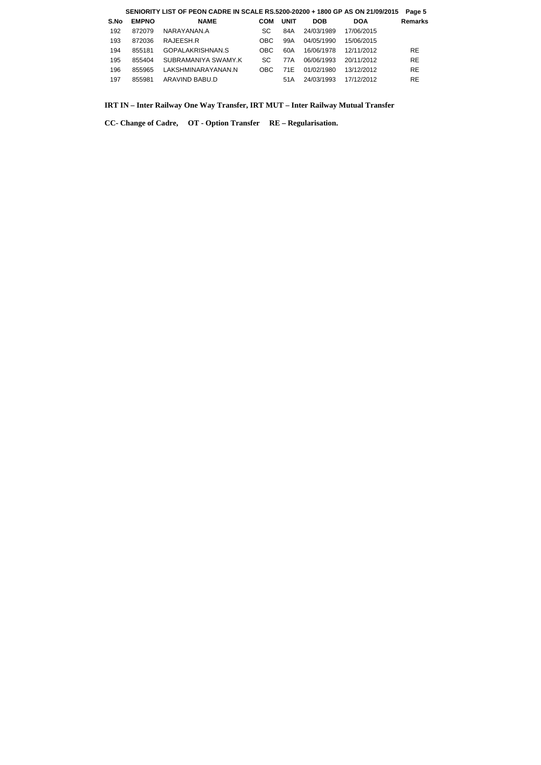**SENIORITY LIST OF PEON CADRE IN SCALE RS.5200-20200 + 1800 GP AS ON 21/09/2015**

| S.No | EMPNO | NAME | COM | UNIT | DOB | DOA | Remarks |
|---|---|---|---|---|---|---|---|
| 192 | 872079 | NARAYANAN.A | SC | 84A | 24/03/1989 | 17/06/2015 | |
| 193 | 872036 | RAJEESH.R | OBC | 99A | 04/05/1990 | 15/06/2015 | |
| 194 | 855181 | GOPALAKRISHNAN.S | OBC | 60A | 16/06/1978 | 12/11/2012 | RE |
| 195 | 855404 | SUBRAMANIYA SWAMY.K | SC | 77A | 06/06/1993 | 20/11/2012 | RE |
| 196 | 855965 | LAKSHMINARAYANAN.N | OBC | 71E | 01/02/1980 | 13/12/2012 | RE |
| 197 | 855981 | ARAVIND BABU.D | | 51A | 24/03/1993 | 17/12/2012 | RE |

**IRT IN – Inter Railway One Way Transfer, IRT MUT – Inter Railway Mutual Transfer**

**CC- Change of Cadre, OT - Option Transfer RE – Regularisation.**